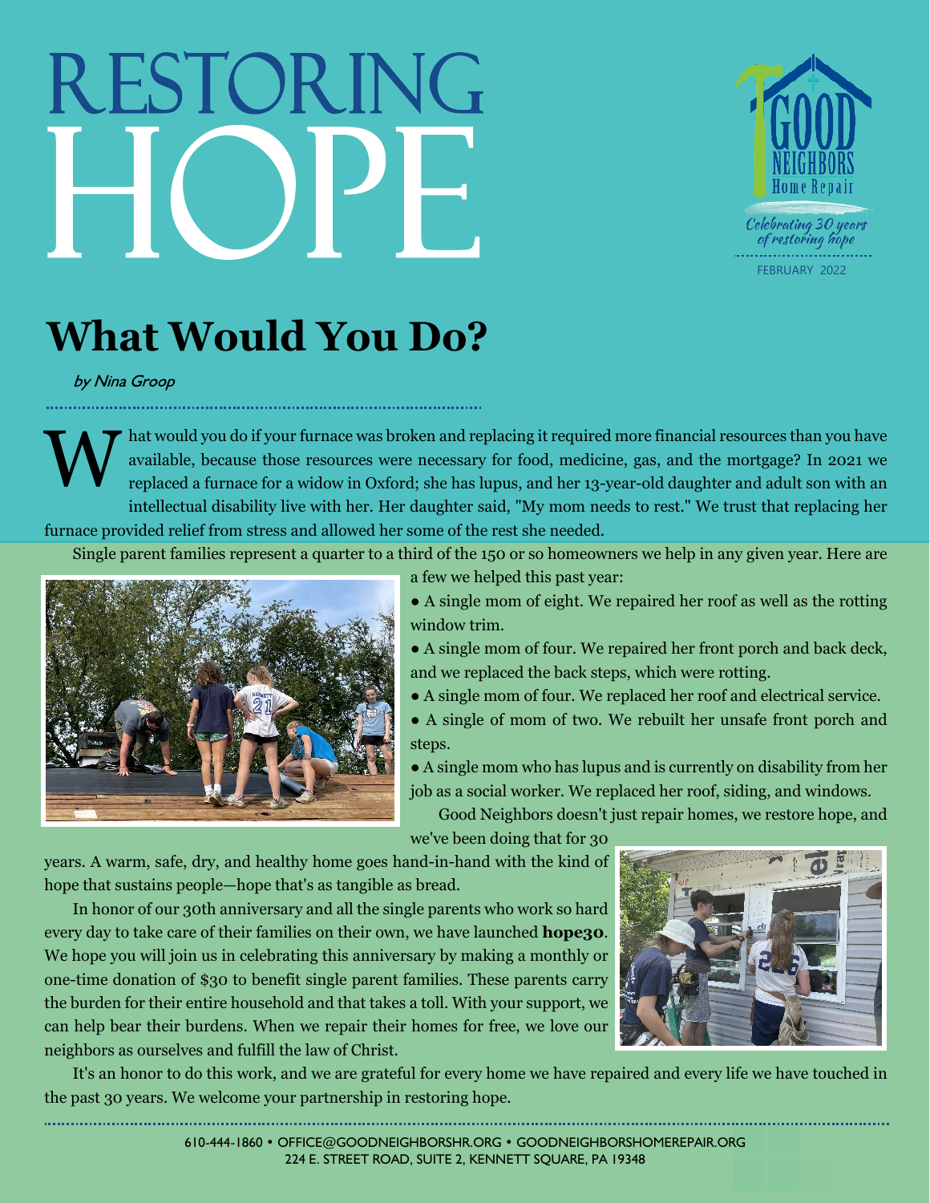# RESTORING HOPE

GOOD NEIGHBORS Home Repair

*Celebrating 30 years of restoring hope*

FEBRUARY 2022

## What Would You Do?

*by Nina Groop*

What would you do if your furnace was broken and replacing it required more financial resources than you have available, because those resources were necessary for food, medicine, gas, and the mortgage? In 2021 we replaced a furnace for a widow in Oxford; she has lupus, and her 13-year-old daughter and adult son with an intellectual disability live with her. Her daughter said, "My mom needs to rest." We trust that replacing her furnace provided relief from stress and allowed her some of the rest she needed.

Single parent families represent a quarter to a third of the 150 or so homeowners we help in any given year. Here are a few we helped this past year:

- A single mom of eight. We repaired her roof as well as the rotting window trim.
- A single mom of four. We repaired her front porch and back deck, and we replaced the back steps, which were rotting.
- A single mom of four. We replaced her roof and electrical service.
- A single of mom of two. We rebuilt her unsafe front porch and steps.
- A single mom who has lupus and is currently on disability from her job as a social worker. We replaced her roof, siding, and windows.

Good Neighbors doesn't just repair homes, we restore hope, and we've been doing that for 30 years. A warm, safe, dry, and healthy home goes hand-in-hand with the kind of hope that sustains people—hope that's as tangible as bread.

In honor of our 30th anniversary and all the single parents who work so hard every day to take care of their families on their own, we have launched **hope30**. We hope you will join us in celebrating this anniversary by making a monthly or one-time donation of $30 to benefit single parent families. These parents carry the burden for their entire household and that takes a toll. With your support, we can help bear their burdens. When we repair their homes for free, we love our neighbors as ourselves and fulfill the law of Christ.

It's an honor to do this work, and we are grateful for every home we have repaired and every life we have touched in the past 30 years. We welcome your partnership in restoring hope.

610-444-1860 • OFFICE@GOODNEIGHBORSHR.ORG • GOODNEIGHBORSHOMEREPAIR.ORG
224 E. STREET ROAD, SUITE 2, KENNETT SQUARE, PA 19348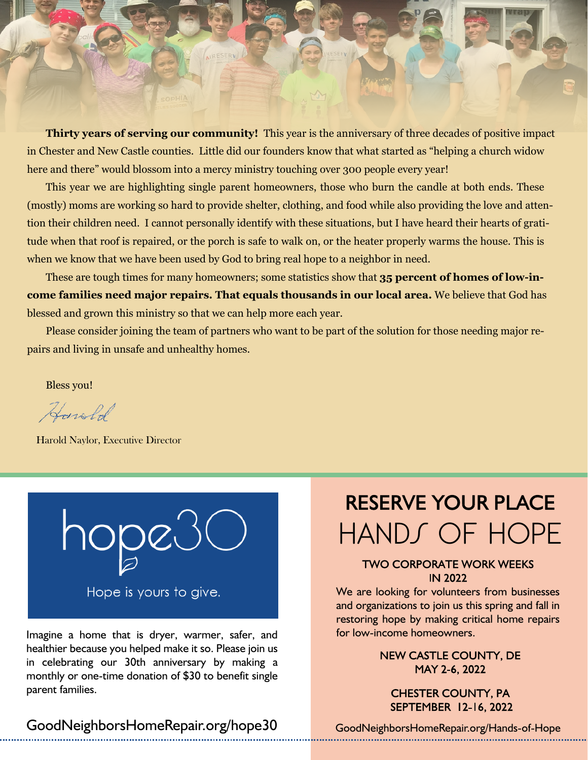**Thirty years of serving our community!** This year is the anniversary of three decades of positive impact in Chester and New Castle counties. Little did our founders know that what started as "helping a church widow here and there" would blossom into a mercy ministry touching over 300 people every year!

This year we are highlighting single parent homeowners, those who burn the candle at both ends. These (mostly) moms are working so hard to provide shelter, clothing, and food while also providing the love and attention their children need. I cannot personally identify with these situations, but I have heard their hearts of gratitude when that roof is repaired, or the porch is safe to walk on, or the heater properly warms the house. This is when we know that we have been used by God to bring real hope to a neighbor in need.

These are tough times for many homeowners; some statistics show that **35 percent of homes of low-income families need major repairs. That equals thousands in our local area.** We believe that God has blessed and grown this ministry so that we can help more each year.

Please consider joining the team of partners who want to be part of the solution for those needing major repairs and living in unsafe and unhealthy homes.

Bless you!

Harold

Harold Naylor, Executive Director

hope30

Hope is yours to give.

Imagine a home that is dryer, warmer, safer, and healthier because you helped make it so. Please join us in celebrating our 30th anniversary by making a monthly or one-time donation of $30 to benefit single parent families.

GoodNeighborsHomeRepair.org/hope30

## RESERVE YOUR PLACE

# HANDS OF HOPE

### TWO CORPORATE WORK WEEKS IN 2022

We are looking for volunteers from businesses and organizations to join us this spring and fall in restoring hope by making critical home repairs for low-income homeowners.

NEW CASTLE COUNTY, DE
MAY 2-6, 2022

CHESTER COUNTY, PA
SEPTEMBER 12-16, 2022

GoodNeighborsHomeRepair.org/Hands-of-Hope